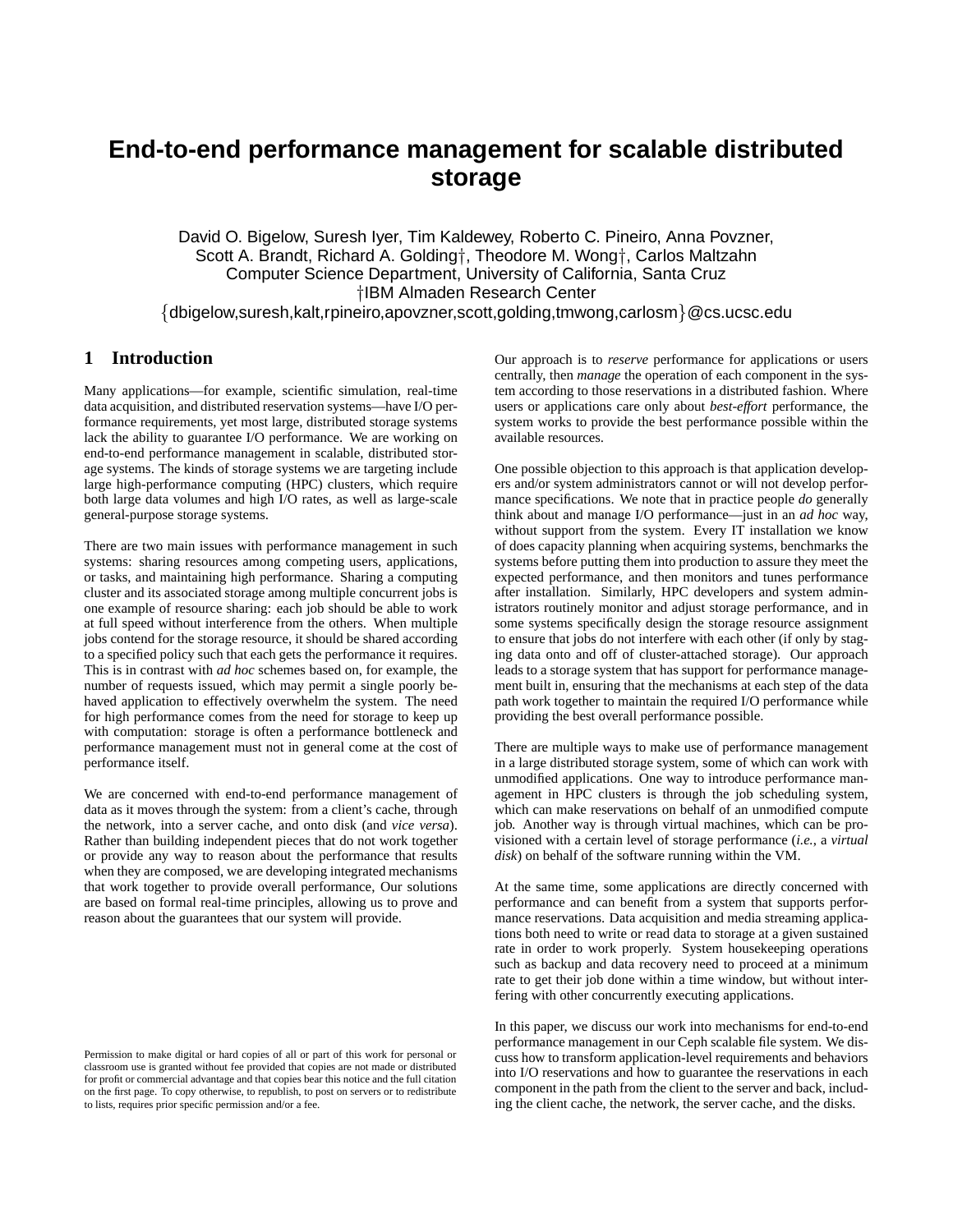# End-to-end performance management for scalable distributed storage

David O. Bigelow, Suresh Iyer, Tim Kaldewey, Roberto C. Pineiro, Anna Povzner, Scott A. Brandt, Richard A. Golding†, Theodore M. Wong†, Carlos Maltzahn
Computer Science Department, University of California, Santa Cruz
†IBM Almaden Research Center
{dbigelow,suresh,kalt,rpineiro,apovzner,scott,golding,tmwong,carlosm}@cs.ucsc.edu

## 1 Introduction

Many applications—for example, scientific simulation, real-time data acquisition, and distributed reservation systems—have I/O performance requirements, yet most large, distributed storage systems lack the ability to guarantee I/O performance. We are working on end-to-end performance management in scalable, distributed storage systems. The kinds of storage systems we are targeting include large high-performance computing (HPC) clusters, which require both large data volumes and high I/O rates, as well as large-scale general-purpose storage systems.

There are two main issues with performance management in such systems: sharing resources among competing users, applications, or tasks, and maintaining high performance. Sharing a computing cluster and its associated storage among multiple concurrent jobs is one example of resource sharing: each job should be able to work at full speed without interference from the others. When multiple jobs contend for the storage resource, it should be shared according to a specified policy such that each gets the performance it requires. This is in contrast with *ad hoc* schemes based on, for example, the number of requests issued, which may permit a single poorly behaved application to effectively overwhelm the system. The need for high performance comes from the need for storage to keep up with computation: storage is often a performance bottleneck and performance management must not in general come at the cost of performance itself.

We are concerned with end-to-end performance management of data as it moves through the system: from a client's cache, through the network, into a server cache, and onto disk (and *vice versa*). Rather than building independent pieces that do not work together or provide any way to reason about the performance that results when they are composed, we are developing integrated mechanisms that work together to provide overall performance, Our solutions are based on formal real-time principles, allowing us to prove and reason about the guarantees that our system will provide.

Permission to make digital or hard copies of all or part of this work for personal or classroom use is granted without fee provided that copies are not made or distributed for profit or commercial advantage and that copies bear this notice and the full citation on the first page. To copy otherwise, to republish, to post on servers or to redistribute to lists, requires prior specific permission and/or a fee.

Our approach is to *reserve* performance for applications or users centrally, then *manage* the operation of each component in the system according to those reservations in a distributed fashion. Where users or applications care only about *best-effort* performance, the system works to provide the best performance possible within the available resources.

One possible objection to this approach is that application developers and/or system administrators cannot or will not develop performance specifications. We note that in practice people *do* generally think about and manage I/O performance—just in an *ad hoc* way, without support from the system. Every IT installation we know of does capacity planning when acquiring systems, benchmarks the systems before putting them into production to assure they meet the expected performance, and then monitors and tunes performance after installation. Similarly, HPC developers and system administrators routinely monitor and adjust storage performance, and in some systems specifically design the storage resource assignment to ensure that jobs do not interfere with each other (if only by staging data onto and off of cluster-attached storage). Our approach leads to a storage system that has support for performance management built in, ensuring that the mechanisms at each step of the data path work together to maintain the required I/O performance while providing the best overall performance possible.

There are multiple ways to make use of performance management in a large distributed storage system, some of which can work with unmodified applications. One way to introduce performance management in HPC clusters is through the job scheduling system, which can make reservations on behalf of an unmodified compute job. Another way is through virtual machines, which can be provisioned with a certain level of storage performance (*i.e.*, a *virtual disk*) on behalf of the software running within the VM.

At the same time, some applications are directly concerned with performance and can benefit from a system that supports performance reservations. Data acquisition and media streaming applications both need to write or read data to storage at a given sustained rate in order to work properly. System housekeeping operations such as backup and data recovery need to proceed at a minimum rate to get their job done within a time window, but without interfering with other concurrently executing applications.

In this paper, we discuss our work into mechanisms for end-to-end performance management in our Ceph scalable file system. We discuss how to transform application-level requirements and behaviors into I/O reservations and how to guarantee the reservations in each component in the path from the client to the server and back, including the client cache, the network, the server cache, and the disks.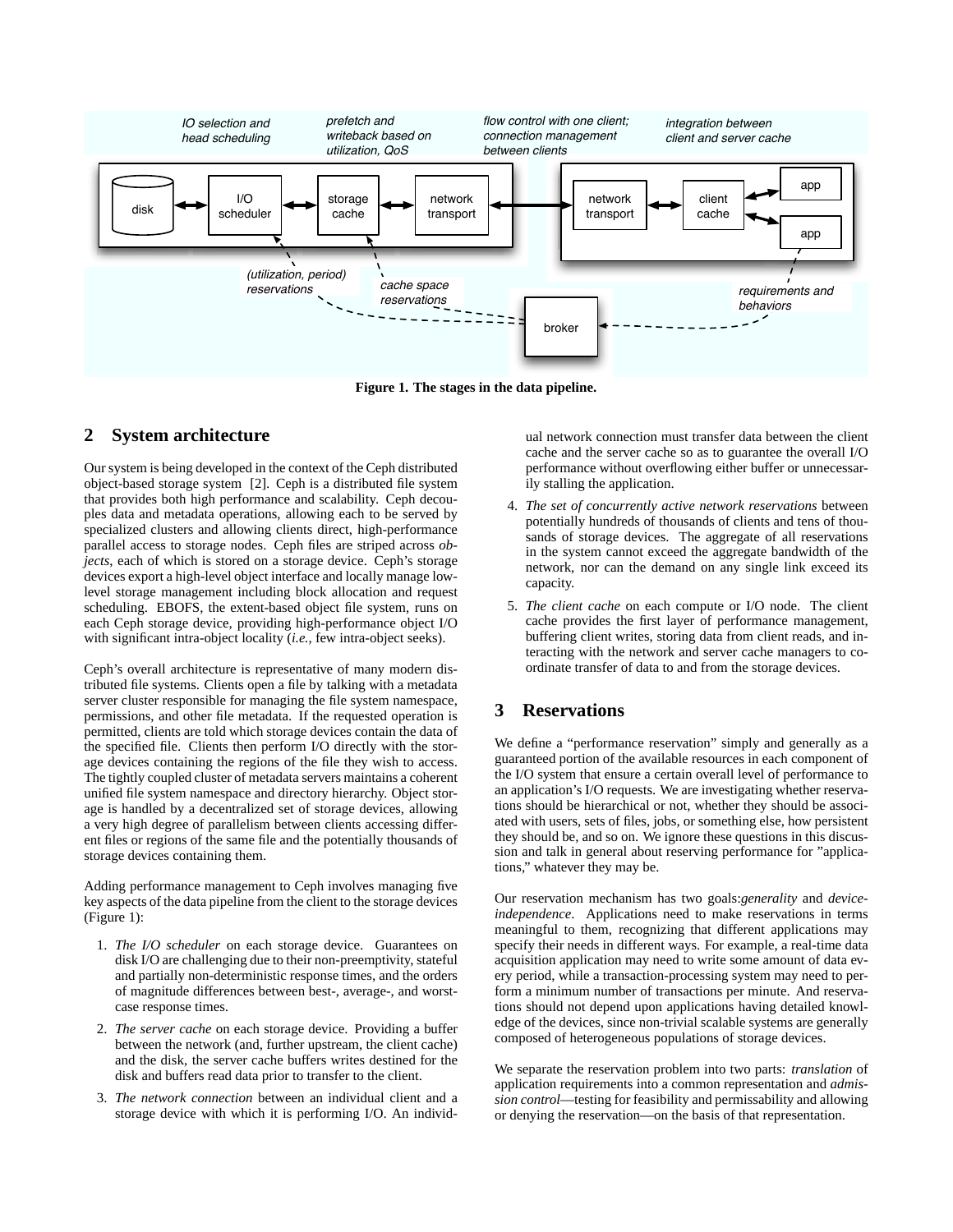**Figure 1. The stages in the data pipeline.**

## 2 System architecture

Our system is being developed in the context of the Ceph distributed object-based storage system [2]. Ceph is a distributed file system that provides both high performance and scalability. Ceph decouples data and metadata operations, allowing each to be served by specialized clusters and allowing clients direct, high-performance parallel access to storage nodes. Ceph files are striped across *objects*, each of which is stored on a storage device. Ceph's storage devices export a high-level object interface and locally manage low-level storage management including block allocation and request scheduling. EBOFS, the extent-based object file system, runs on each Ceph storage device, providing high-performance object I/O with significant intra-object locality (*i.e.*, few intra-object seeks).

Ceph's overall architecture is representative of many modern distributed file systems. Clients open a file by talking with a metadata server cluster responsible for managing the file system namespace, permissions, and other file metadata. If the requested operation is permitted, clients are told which storage devices contain the data of the specified file. Clients then perform I/O directly with the storage devices containing the regions of the file they wish to access. The tightly coupled cluster of metadata servers maintains a coherent unified file system namespace and directory hierarchy. Object storage is handled by a decentralized set of storage devices, allowing a very high degree of parallelism between clients accessing different files or regions of the same file and the potentially thousands of storage devices containing them.

Adding performance management to Ceph involves managing five key aspects of the data pipeline from the client to the storage devices (Figure 1):

1. *The I/O scheduler* on each storage device. Guarantees on disk I/O are challenging due to their non-preemptivity, stateful and partially non-deterministic response times, and the orders of magnitude differences between best-, average-, and worst-case response times.
2. *The server cache* on each storage device. Providing a buffer between the network (and, further upstream, the client cache) and the disk, the server cache buffers writes destined for the disk and buffers read data prior to transfer to the client.
3. *The network connection* between an individual client and a storage device with which it is performing I/O. An individual network connection must transfer data between the client cache and the server cache so as to guarantee the overall I/O performance without overflowing either buffer or unnecessarily stalling the application.
4. *The set of concurrently active network reservations* between potentially hundreds of thousands of clients and tens of thousands of storage devices. The aggregate of all reservations in the system cannot exceed the aggregate bandwidth of the network, nor can the demand on any single link exceed its capacity.
5. *The client cache* on each compute or I/O node. The client cache provides the first layer of performance management, buffering client writes, storing data from client reads, and interacting with the network and server cache managers to coordinate transfer of data to and from the storage devices.

## 3 Reservations

We define a "performance reservation" simply and generally as a guaranteed portion of the available resources in each component of the I/O system that ensure a certain overall level of performance to an application's I/O requests. We are investigating whether reservations should be hierarchical or not, whether they should be associated with users, sets of files, jobs, or something else, how persistent they should be, and so on. We ignore these questions in this discussion and talk in general about reserving performance for "applications," whatever they may be.

Our reservation mechanism has two goals:*generality* and *device-independence*. Applications need to make reservations in terms meaningful to them, recognizing that different applications may specify their needs in different ways. For example, a real-time data acquisition application may need to write some amount of data every period, while a transaction-processing system may need to perform a minimum number of transactions per minute. And reservations should not depend upon applications having detailed knowledge of the devices, since non-trivial scalable systems are generally composed of heterogeneous populations of storage devices.

We separate the reservation problem into two parts: *translation* of application requirements into a common representation and *admission control*—testing for feasibility and permissability and allowing or denying the reservation—on the basis of that representation.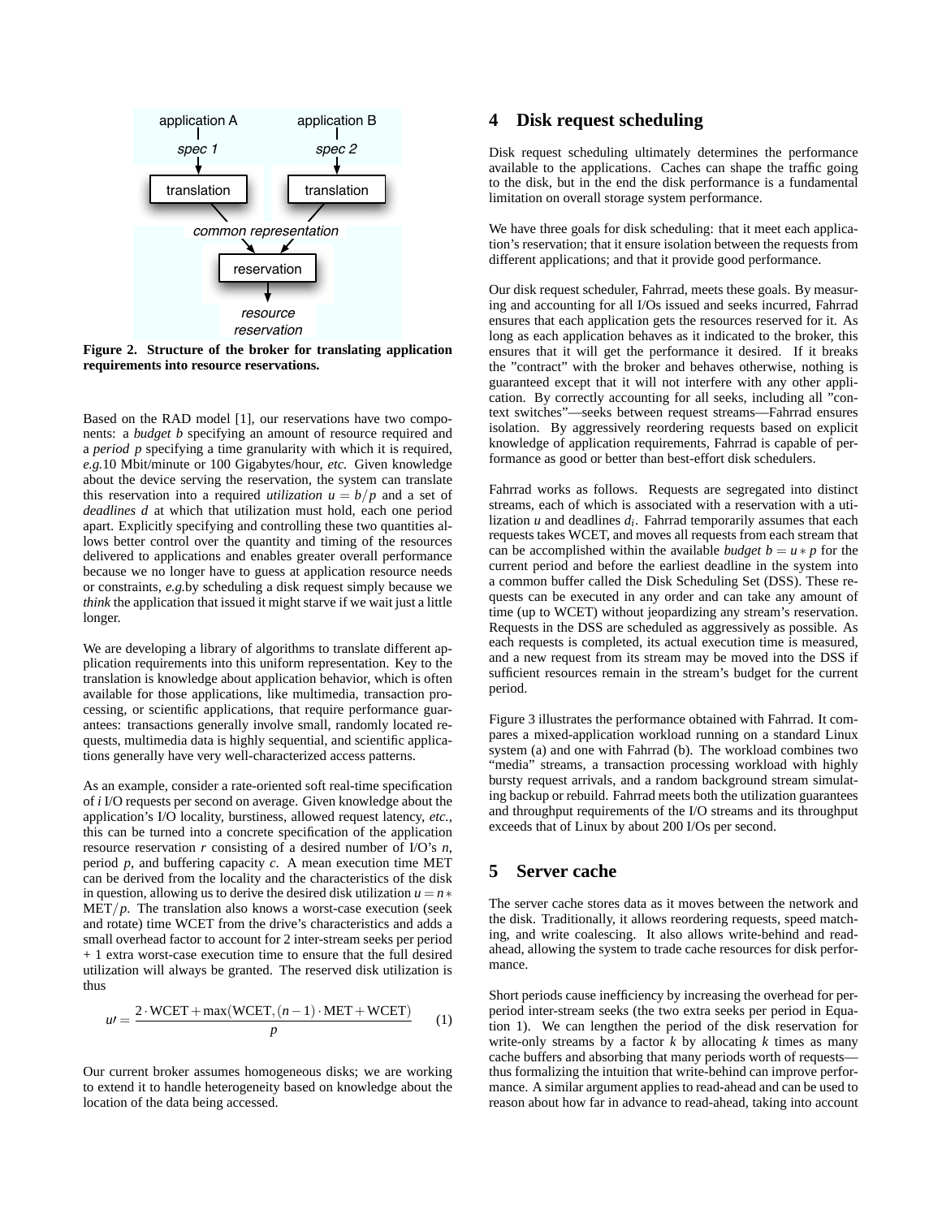application A

spec 1

translation

application B

spec 2

translation

common representation

reservation

resource reservation

**Figure 2. Structure of the broker for translating application requirements into resource reservations.**

Based on the RAD model [1], our reservations have two components: a *budget b* specifying an amount of resource required and a *period p* specifying a time granularity with which it is required, *e.g.*10 Mbit/minute or 100 Gigabytes/hour, *etc.* Given knowledge about the device serving the reservation, the system can translate this reservation into a required *utilization* $u = b/p$ and a set of *deadlines d* at which that utilization must hold, each one period apart. Explicitly specifying and controlling these two quantities allows better control over the quantity and timing of the resources delivered to applications and enables greater overall performance because we no longer have to guess at application resource needs or constraints, *e.g.*by scheduling a disk request simply because we *think* the application that issued it might starve if we wait just a little longer.

We are developing a library of algorithms to translate different application requirements into this uniform representation. Key to the translation is knowledge about application behavior, which is often available for those applications, like multimedia, transaction processing, or scientific applications, that require performance guarantees: transactions generally involve small, randomly located requests, multimedia data is highly sequential, and scientific applications generally have very well-characterized access patterns.

As an example, consider a rate-oriented soft real-time specification of *i* I/O requests per second on average. Given knowledge about the application's I/O locality, burstiness, allowed request latency, *etc.*, this can be turned into a concrete specification of the application resource reservation *r* consisting of a desired number of I/O's *n*, period *p*, and buffering capacity *c*. A mean execution time MET can be derived from the locality and the characteristics of the disk in question, allowing us to derive the desired disk utilization $u = n * \mathrm{MET}/p$. The translation also knows a worst-case execution (seek and rotate) time WCET from the drive's characteristics and adds a small overhead factor to account for 2 inter-stream seeks per period + 1 extra worst-case execution time to ensure that the full desired utilization will always be granted. The reserved disk utilization is thus

$$u\prime = \frac{2 \cdot \mathrm{WCET} + \max(\mathrm{WCET}, (n-1) \cdot \mathrm{MET} + \mathrm{WCET})}{p} \qquad (1)$$

Our current broker assumes homogeneous disks; we are working to extend it to handle heterogeneity based on knowledge about the location of the data being accessed.

# 4 Disk request scheduling

Disk request scheduling ultimately determines the performance available to the applications. Caches can shape the traffic going to the disk, but in the end the disk performance is a fundamental limitation on overall storage system performance.

We have three goals for disk scheduling: that it meet each application's reservation; that it ensure isolation between the requests from different applications; and that it provide good performance.

Our disk request scheduler, Fahrrad, meets these goals. By measuring and accounting for all I/Os issued and seeks incurred, Fahrrad ensures that each application gets the resources reserved for it. As long as each application behaves as it indicated to the broker, this ensures that it will get the performance it desired. If it breaks the "contract" with the broker and behaves otherwise, nothing is guaranteed except that it will not interfere with any other application. By correctly accounting for all seeks, including all "context switches"—seeks between request streams—Fahrrad ensures isolation. By aggressively reordering requests based on explicit knowledge of application requirements, Fahrrad is capable of performance as good or better than best-effort disk schedulers.

Fahrrad works as follows. Requests are segregated into distinct streams, each of which is associated with a reservation with a utilization *u* and deadlines $d_i$. Fahrrad temporarily assumes that each requests takes WCET, and moves all requests from each stream that can be accomplished within the available *budget* $b = u * p$ for the current period and before the earliest deadline in the system into a common buffer called the Disk Scheduling Set (DSS). These requests can be executed in any order and can take any amount of time (up to WCET) without jeopardizing any stream's reservation. Requests in the DSS are scheduled as aggressively as possible. As each requests is completed, its actual execution time is measured, and a new request from its stream may be moved into the DSS if sufficient resources remain in the stream's budget for the current period.

Figure 3 illustrates the performance obtained with Fahrrad. It compares a mixed-application workload running on a standard Linux system (a) and one with Fahrrad (b). The workload combines two "media" streams, a transaction processing workload with highly bursty request arrivals, and a random background stream simulating backup or rebuild. Fahrrad meets both the utilization guarantees and throughput requirements of the I/O streams and its throughput exceeds that of Linux by about 200 I/Os per second.

# 5 Server cache

The server cache stores data as it moves between the network and the disk. Traditionally, it allows reordering requests, speed matching, and write coalescing. It also allows write-behind and read-ahead, allowing the system to trade cache resources for disk performance.

Short periods cause inefficiency by increasing the overhead for per-period inter-stream seeks (the two extra seeks per period in Equation 1). We can lengthen the period of the disk reservation for write-only streams by a factor *k* by allocating *k* times as many cache buffers and absorbing that many periods worth of requests—thus formalizing the intuition that write-behind can improve performance. A similar argument applies to read-ahead and can be used to reason about how far in advance to read-ahead, taking into account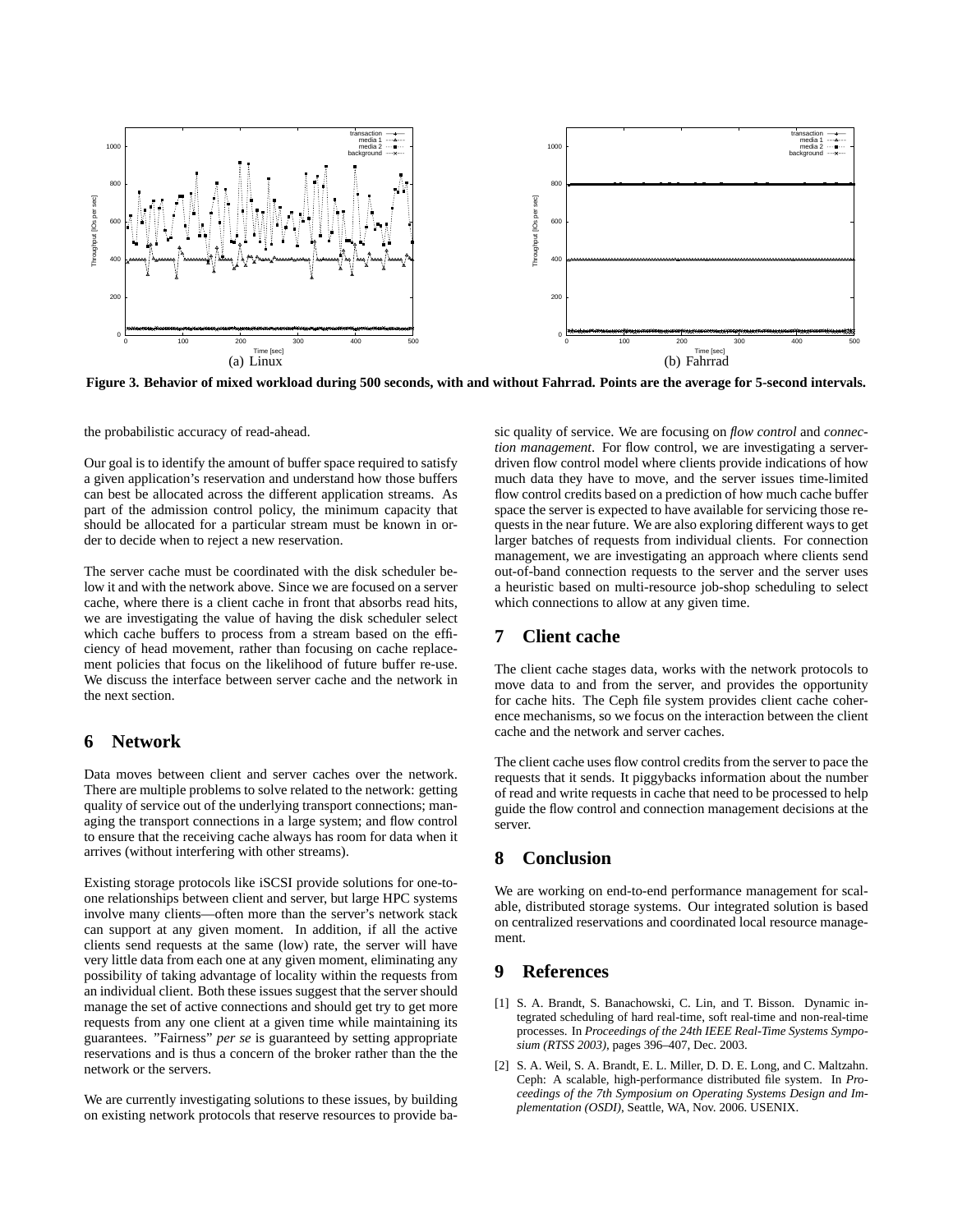transaction
media 1
media 2
background

Throughput [IOs per sec]

Time [sec]

(a) Linux

(b) Fahrrad

**Figure 3. Behavior of mixed workload during 500 seconds, with and without Fahrrad. Points are the average for 5-second intervals.**

the probabilistic accuracy of read-ahead.

Our goal is to identify the amount of buffer space required to satisfy a given application's reservation and understand how those buffers can best be allocated across the different application streams. As part of the admission control policy, the minimum capacity that should be allocated for a particular stream must be known in order to decide when to reject a new reservation.

The server cache must be coordinated with the disk scheduler below it and with the network above. Since we are focused on a server cache, where there is a client cache in front that absorbs read hits, we are investigating the value of having the disk scheduler select which cache buffers to process from a stream based on the efficiency of head movement, rather than focusing on cache replacement policies that focus on the likelihood of future buffer re-use. We discuss the interface between server cache and the network in the next section.

# 6 Network

Data moves between client and server caches over the network. There are multiple problems to solve related to the network: getting quality of service out of the underlying transport connections; managing the transport connections in a large system; and flow control to ensure that the receiving cache always has room for data when it arrives (without interfering with other streams).

Existing storage protocols like iSCSI provide solutions for one-to-one relationships between client and server, but large HPC systems involve many clients—often more than the server's network stack can support at any given moment. In addition, if all the active clients send requests at the same (low) rate, the server will have very little data from each one at any given moment, eliminating any possibility of taking advantage of locality within the requests from an individual client. Both these issues suggest that the server should manage the set of active connections and should get try to get more requests from any one client at a given time while maintaining its guarantees. "Fairness" *per se* is guaranteed by setting appropriate reservations and is thus a concern of the broker rather than the the network or the servers.

We are currently investigating solutions to these issues, by building on existing network protocols that reserve resources to provide basic quality of service. We are focusing on *flow control* and *connection management*. For flow control, we are investigating a server-driven flow control model where clients provide indications of how much data they have to move, and the server issues time-limited flow control credits based on a prediction of how much cache buffer space the server is expected to have available for servicing those requests in the near future. We are also exploring different ways to get larger batches of requests from individual clients. For connection management, we are investigating an approach where clients send out-of-band connection requests to the server and the server uses a heuristic based on multi-resource job-shop scheduling to select which connections to allow at any given time.

# 7 Client cache

The client cache stages data, works with the network protocols to move data to and from the server, and provides the opportunity for cache hits. The Ceph file system provides client cache coherence mechanisms, so we focus on the interaction between the client cache and the network and server caches.

The client cache uses flow control credits from the server to pace the requests that it sends. It piggybacks information about the number of read and write requests in cache that need to be processed to help guide the flow control and connection management decisions at the server.

# 8 Conclusion

We are working on end-to-end performance management for scalable, distributed storage systems. Our integrated solution is based on centralized reservations and coordinated local resource management.

# 9 References

[1] S. A. Brandt, S. Banachowski, C. Lin, and T. Bisson. Dynamic integrated scheduling of hard real-time, soft real-time and non-real-time processes. In *Proceedings of the 24th IEEE Real-Time Systems Symposium (RTSS 2003)*, pages 396–407, Dec. 2003.

[2] S. A. Weil, S. A. Brandt, E. L. Miller, D. D. E. Long, and C. Maltzahn. Ceph: A scalable, high-performance distributed file system. In *Proceedings of the 7th Symposium on Operating Systems Design and Implementation (OSDI)*, Seattle, WA, Nov. 2006. USENIX.